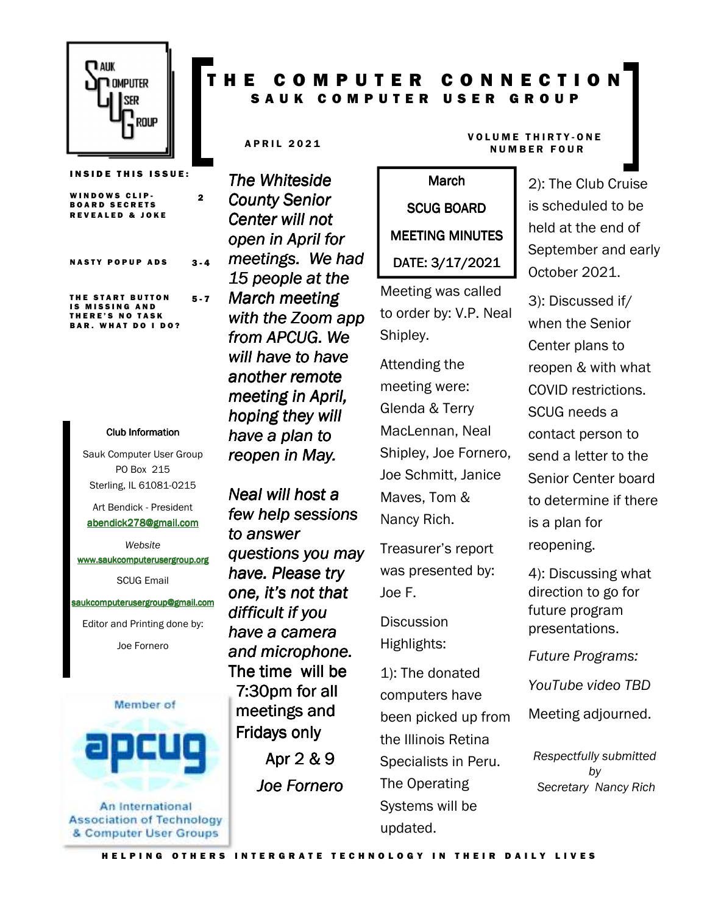# THE COMPUTER CONNECTION

## SAUK COMPUTER USER GROUP

APRIL 2021

VOLUME THIRTY-ONE NUMBER FOUR

**INSIDE THIS ISSUE:**

| | |
|---|---|
| WINDOWS CLIPBOARD SECRETS REVEALED & JOKE | 2 |
| NASTY POPUP ADS | 3-4 |
| THE START BUTTON IS MISSING AND THERE'S NO TASK BAR. WHAT DO I DO? | 5-7 |

**Club Information**

Sauk Computer User Group
PO Box 215
Sterling, IL 61081-0215

Art Bendick - President
abendick278@gmail.com

*Website*
www.saukcomputerusergroup.org

SCUG Email
saukcomputerusergroup@gmail.com

Editor and Printing done by:

Joe Fornero

Member of apcug
An International Association of Technology & Computer User Groups

*The Whiteside County Senior Center will not open in April for meetings. We had 15 people at the March meeting with the Zoom app from APCUG. We will have to have another remote meeting in April, hoping they will have a plan to reopen in May.*

*Neal will host a few help sessions to answer questions you may have. Please try one, it's not that difficult if you have a camera and microphone.* The time will be 7:30pm for all meetings and Fridays only

Apr 2 & 9

*Joe Fornero*

### March SCUG BOARD MEETING MINUTES DATE: 3/17/2021

Meeting was called to order by: V.P. Neal Shipley.

Attending the meeting were: Glenda & Terry MacLennan, Neal Shipley, Joe Fornero, Joe Schmitt, Janice Maves, Tom & Nancy Rich.

Treasurer's report was presented by: Joe F.

Discussion Highlights:

1): The donated computers have been picked up from the Illinois Retina Specialists in Peru. The Operating Systems will be updated.

2): The Club Cruise is scheduled to be held at the end of September and early October 2021.

3): Discussed if/ when the Senior Center plans to reopen & with what COVID restrictions. SCUG needs a contact person to send a letter to the Senior Center board to determine if there is a plan for reopening.

4): Discussing what direction to go for future program presentations.

*Future Programs:*

*YouTube video TBD*

Meeting adjourned.

*Respectfully submitted by Secretary Nancy Rich*

HELPING OTHERS INTERGRATE TECHNOLOGY IN THEIR DAILY LIVES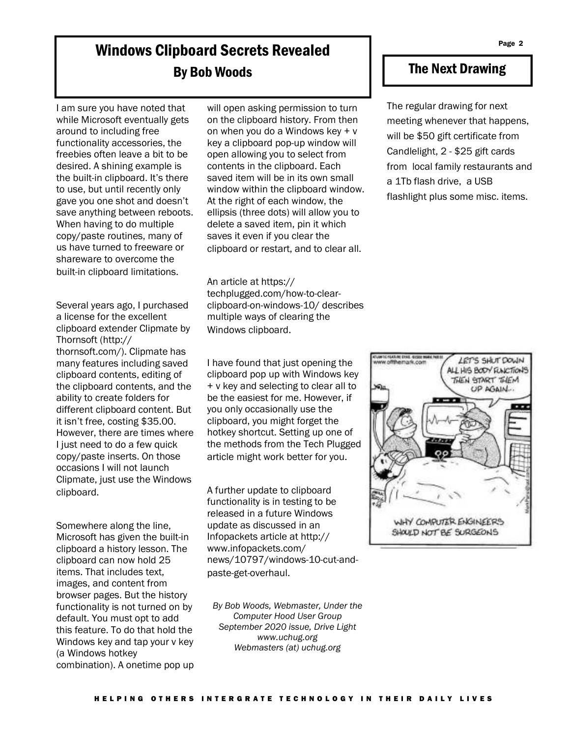# Windows Clipboard Secrets Revealed

## By Bob Woods

I am sure you have noted that while Microsoft eventually gets around to including free functionality accessories, the freebies often leave a bit to be desired. A shining example is the built-in clipboard. It's there to use, but until recently only gave you one shot and doesn't save anything between reboots. When having to do multiple copy/paste routines, many of us have turned to freeware or shareware to overcome the built-in clipboard limitations.

Several years ago, I purchased a license for the excellent clipboard extender Clipmate by Thornsoft (http://thornsoft.com/). Clipmate has many features including saved clipboard contents, editing of the clipboard contents, and the ability to create folders for different clipboard content. But it isn't free, costing $35.00. However, there are times where I just need to do a few quick copy/paste inserts. On those occasions I will not launch Clipmate, just use the Windows clipboard.

Somewhere along the line, Microsoft has given the built-in clipboard a history lesson. The clipboard can now hold 25 items. That includes text, images, and content from browser pages. But the history functionality is not turned on by default. You must opt to add this feature. To do that hold the Windows key and tap your v key (a Windows hotkey combination). A onetime pop up will open asking permission to turn on the clipboard history. From then on when you do a Windows key + v key a clipboard pop-up window will open allowing you to select from contents in the clipboard. Each saved item will be in its own small window within the clipboard window. At the right of each window, the ellipsis (three dots) will allow you to delete a saved item, pin it which saves it even if you clear the clipboard or restart, and to clear all.

An article at https://techplugged.com/how-to-clear-clipboard-on-windows-10/ describes multiple ways of clearing the Windows clipboard.

I have found that just opening the clipboard pop up with Windows key + v key and selecting to clear all to be the easiest for me. However, if you only occasionally use the clipboard, you might forget the hotkey shortcut. Setting up one of the methods from the Tech Plugged article might work better for you.

A further update to clipboard functionality is in testing to be released in a future Windows update as discussed in an Infopackets article at http://www.infopackets.com/news/10797/windows-10-cut-and-paste-get-overhaul.

*By Bob Woods, Webmaster, Under the Computer Hood User Group*
*September 2020 issue, Drive Light*
*www.uchug.org*
*Webmasters (at) uchug.org*

## The Next Drawing

The regular drawing for next meeting whenever that happens, will be $50 gift certificate from Candlelight, 2 - $25 gift cards from local family restaurants and a 1Tb flash drive, a USB flashlight plus some misc. items.

LET'S SHUT DOWN ALL HIS BODY FUNCTIONS THEN START THEM UP AGAIN...

WHY COMPUTER ENGINEERS SHOULD NOT BE SURGEONS

HELPING OTHERS INTERGRATE TECHNOLOGY IN THEIR DAILY LIVES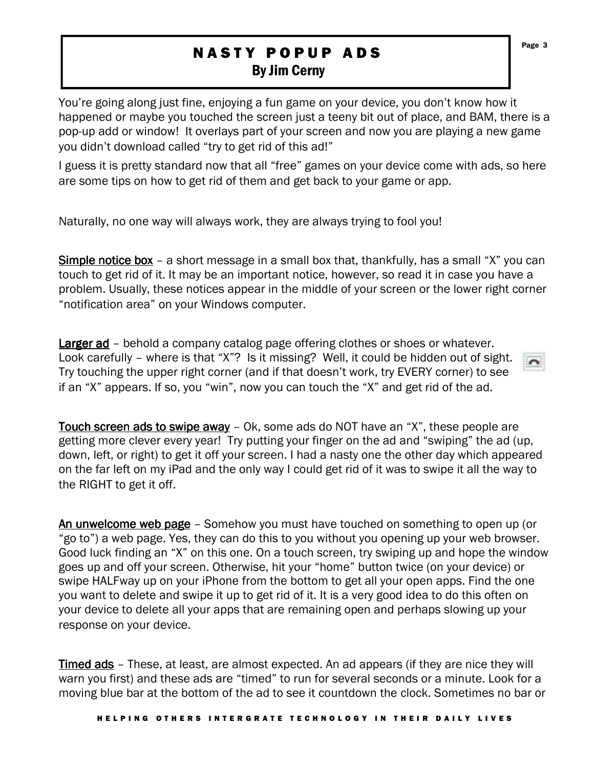# NASTY POPUP ADS

**By Jim Cerny**

You're going along just fine, enjoying a fun game on your device, you don't know how it happened or maybe you touched the screen just a teeny bit out of place, and BAM, there is a pop-up add or window! It overlays part of your screen and now you are playing a new game you didn't download called "try to get rid of this ad!"

I guess it is pretty standard now that all "free" games on your device come with ads, so here are some tips on how to get rid of them and get back to your game or app.

Naturally, no one way will always work, they are always trying to fool you!

**Simple notice box** – a short message in a small box that, thankfully, has a small "X" you can touch to get rid of it. It may be an important notice, however, so read it in case you have a problem. Usually, these notices appear in the middle of your screen or the lower right corner "notification area" on your Windows computer.

**Larger ad** – behold a company catalog page offering clothes or shoes or whatever. Look carefully – where is that "X"? Is it missing? Well, it could be hidden out of sight. Try touching the upper right corner (and if that doesn't work, try EVERY corner) to see if an "X" appears. If so, you "win", now you can touch the "X" and get rid of the ad.

**Touch screen ads to swipe away** – Ok, some ads do NOT have an "X", these people are getting more clever every year! Try putting your finger on the ad and "swiping" the ad (up, down, left, or right) to get it off your screen. I had a nasty one the other day which appeared on the far left on my iPad and the only way I could get rid of it was to swipe it all the way to the RIGHT to get it off.

**An unwelcome web page** – Somehow you must have touched on something to open up (or "go to") a web page. Yes, they can do this to you without you opening up your web browser. Good luck finding an "X" on this one. On a touch screen, try swiping up and hope the window goes up and off your screen. Otherwise, hit your "home" button twice (on your device) or swipe HALFway up on your iPhone from the bottom to get all your open apps. Find the one you want to delete and swipe it up to get rid of it. It is a very good idea to do this often on your device to delete all your apps that are remaining open and perhaps slowing up your response on your device.

**Timed ads** – These, at least, are almost expected. An ad appears (if they are nice they will warn you first) and these ads are "timed" to run for several seconds or a minute. Look for a moving blue bar at the bottom of the ad to see it countdown the clock. Sometimes no bar or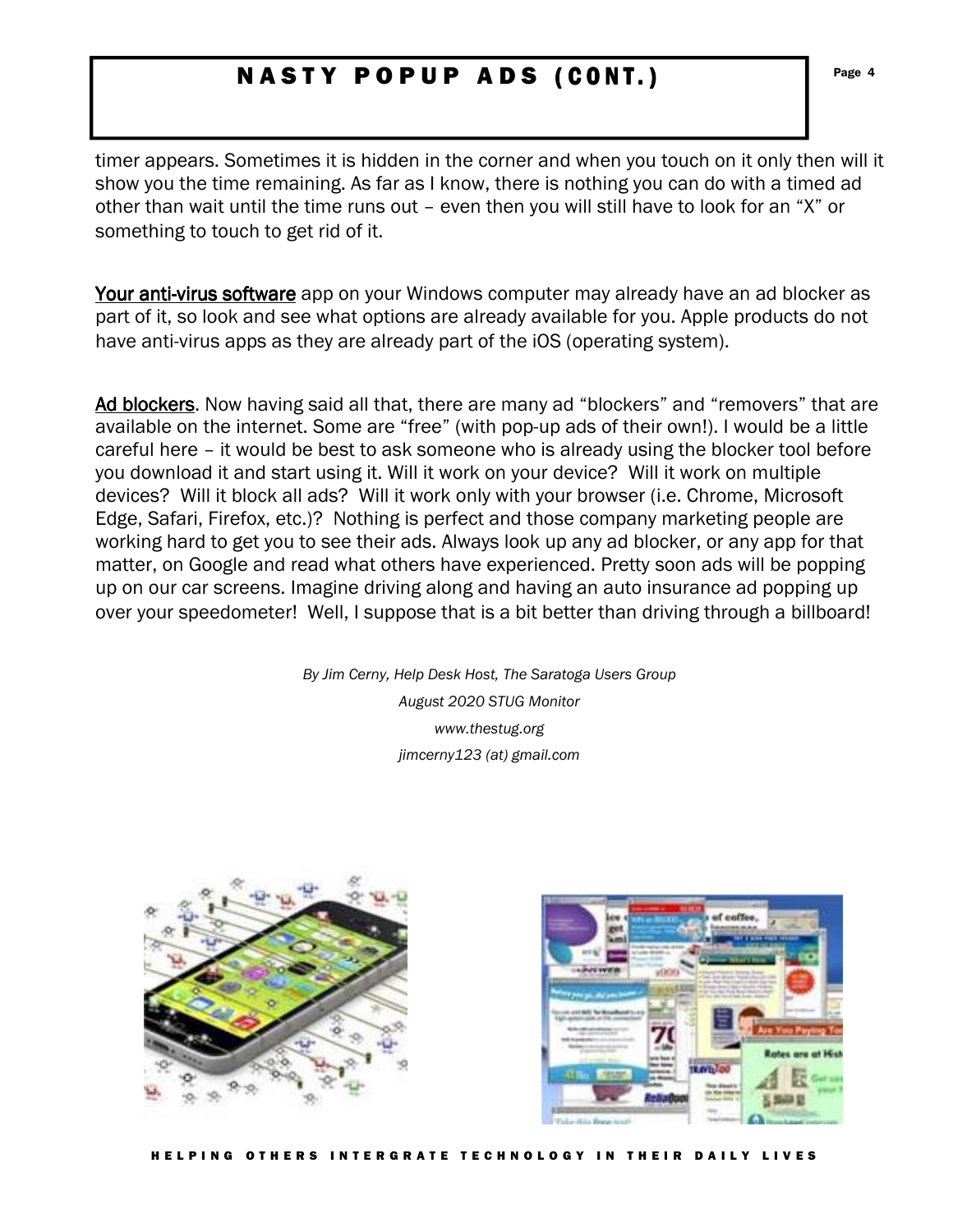# NASTY POPUP ADS (CONT.)

timer appears. Sometimes it is hidden in the corner and when you touch on it only then will it show you the time remaining. As far as I know, there is nothing you can do with a timed ad other than wait until the time runs out – even then you will still have to look for an "X" or something to touch to get rid of it.

Your anti-virus software app on your Windows computer may already have an ad blocker as part of it, so look and see what options are already available for you. Apple products do not have anti-virus apps as they are already part of the iOS (operating system).

Ad blockers. Now having said all that, there are many ad "blockers" and "removers" that are available on the internet. Some are "free" (with pop-up ads of their own!). I would be a little careful here – it would be best to ask someone who is already using the blocker tool before you download it and start using it. Will it work on your device? Will it work on multiple devices? Will it block all ads? Will it work only with your browser (i.e. Chrome, Microsoft Edge, Safari, Firefox, etc.)? Nothing is perfect and those company marketing people are working hard to get you to see their ads. Always look up any ad blocker, or any app for that matter, on Google and read what others have experienced. Pretty soon ads will be popping up on our car screens. Imagine driving along and having an auto insurance ad popping up over your speedometer! Well, I suppose that is a bit better than driving through a billboard!

*By Jim Cerny, Help Desk Host, The Saratoga Users Group*
*August 2020 STUG Monitor*
*www.thestug.org*
*jimcerny123 (at) gmail.com*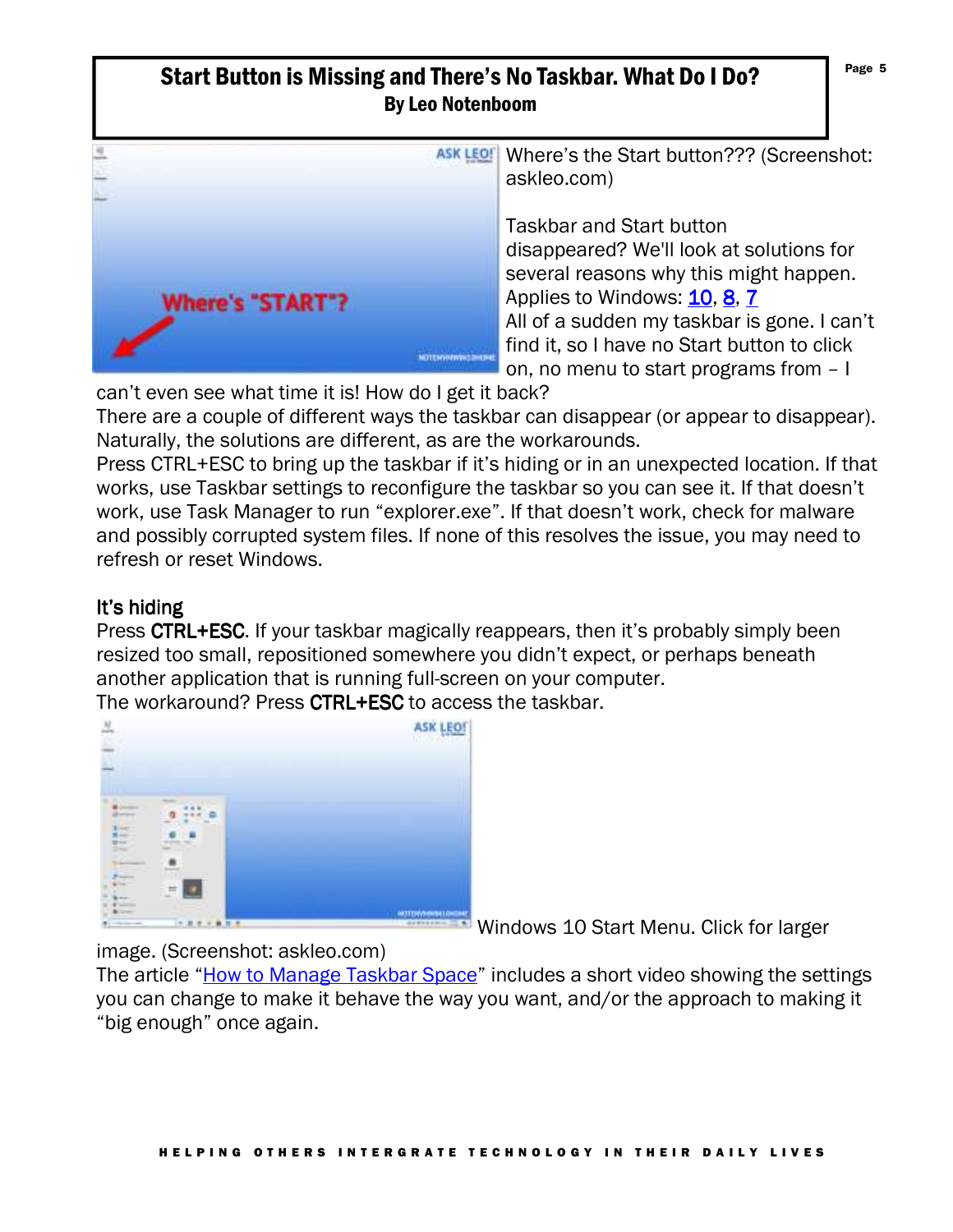# Start Button is Missing and There's No Taskbar. What Do I Do?
**By Leo Notenboom**

Where's the Start button??? (Screenshot: askleo.com)

Taskbar and Start button disappeared? We'll look at solutions for several reasons why this might happen.
Applies to Windows: [10](), [8](), [7]()
All of a sudden my taskbar is gone. I can't find it, so I have no Start button to click on, no menu to start programs from – I can't even see what time it is! How do I get it back?
There are a couple of different ways the taskbar can disappear (or appear to disappear). Naturally, the solutions are different, as are the workarounds.
Press CTRL+ESC to bring up the taskbar if it's hiding or in an unexpected location. If that works, use Taskbar settings to reconfigure the taskbar so you can see it. If that doesn't work, use Task Manager to run "explorer.exe". If that doesn't work, check for malware and possibly corrupted system files. If none of this resolves the issue, you may need to refresh or reset Windows.

## It's hiding

Press **CTRL+ESC**. If your taskbar magically reappears, then it's probably simply been resized too small, repositioned somewhere you didn't expect, or perhaps beneath another application that is running full-screen on your computer.
The workaround? Press **CTRL+ESC** to access the taskbar.

Windows 10 Start Menu. Click for larger image. (Screenshot: askleo.com)
The article "[How to Manage Taskbar Space]()" includes a short video showing the settings you can change to make it behave the way you want, and/or the approach to making it "big enough" once again.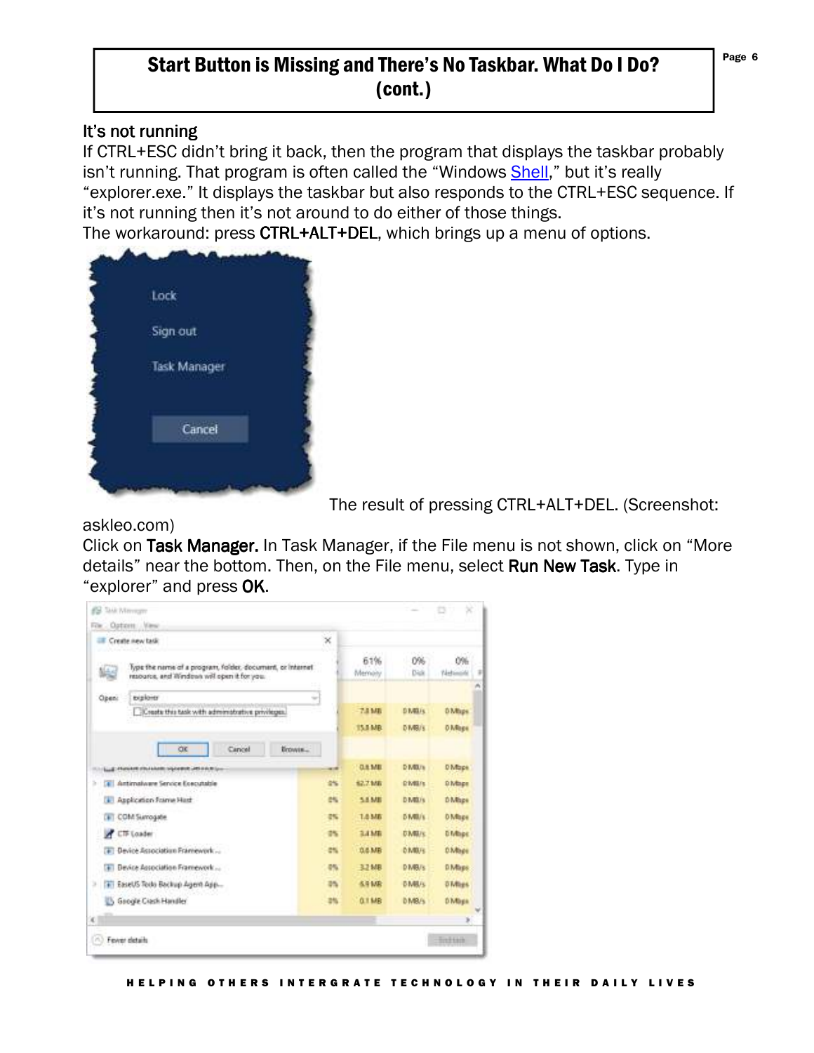# Start Button is Missing and There's No Taskbar. What Do I Do? (cont.)

## It's not running

If CTRL+ESC didn't bring it back, then the program that displays the taskbar probably isn't running. That program is often called the "Windows Shell," but it's really "explorer.exe." It displays the taskbar but also responds to the CTRL+ESC sequence. If it's not running then it's not around to do either of those things.

The workaround: press **CTRL+ALT+DEL**, which brings up a menu of options.

The result of pressing CTRL+ALT+DEL. (Screenshot: askleo.com)

Click on **Task Manager.** In Task Manager, if the File menu is not shown, click on "More details" near the bottom. Then, on the File menu, select **Run New Task**. Type in "explorer" and press **OK**.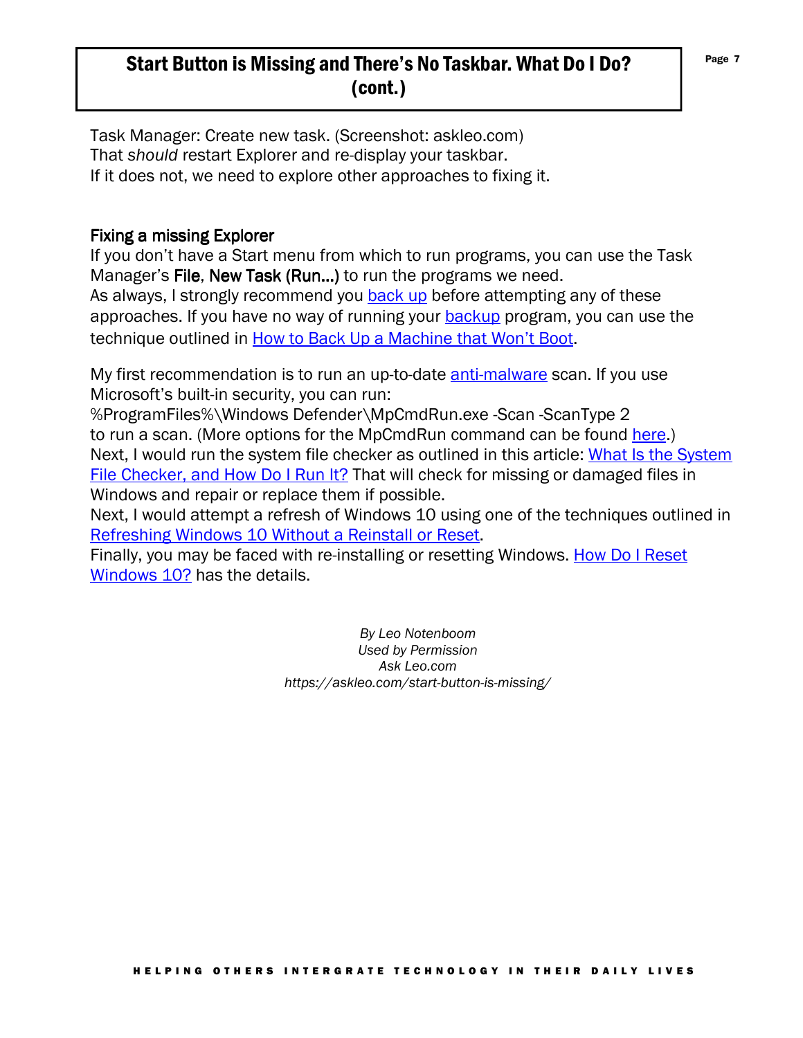## Start Button is Missing and There's No Taskbar. What Do I Do? (cont.)

Task Manager: Create new task. (Screenshot: askleo.com)
That *should* restart Explorer and re-display your taskbar.
If it does not, we need to explore other approaches to fixing it.

### Fixing a missing Explorer

If you don't have a Start menu from which to run programs, you can use the Task Manager's **File**, **New Task (Run...)** to run the programs we need.
As always, I strongly recommend you back up before attempting any of these approaches. If you have no way of running your backup program, you can use the technique outlined in How to Back Up a Machine that Won't Boot.

My first recommendation is to run an up-to-date anti-malware scan. If you use Microsoft's built-in security, you can run:
%ProgramFiles%\Windows Defender\MpCmdRun.exe -Scan -ScanType 2
to run a scan. (More options for the MpCmdRun command can be found here.)
Next, I would run the system file checker as outlined in this article: What Is the System File Checker, and How Do I Run It? That will check for missing or damaged files in Windows and repair or replace them if possible.
Next, I would attempt a refresh of Windows 10 using one of the techniques outlined in Refreshing Windows 10 Without a Reinstall or Reset.
Finally, you may be faced with re-installing or resetting Windows. How Do I Reset Windows 10? has the details.

*By Leo Notenboom*
*Used by Permission*
*Ask Leo.com*
*https://askleo.com/start-button-is-missing/*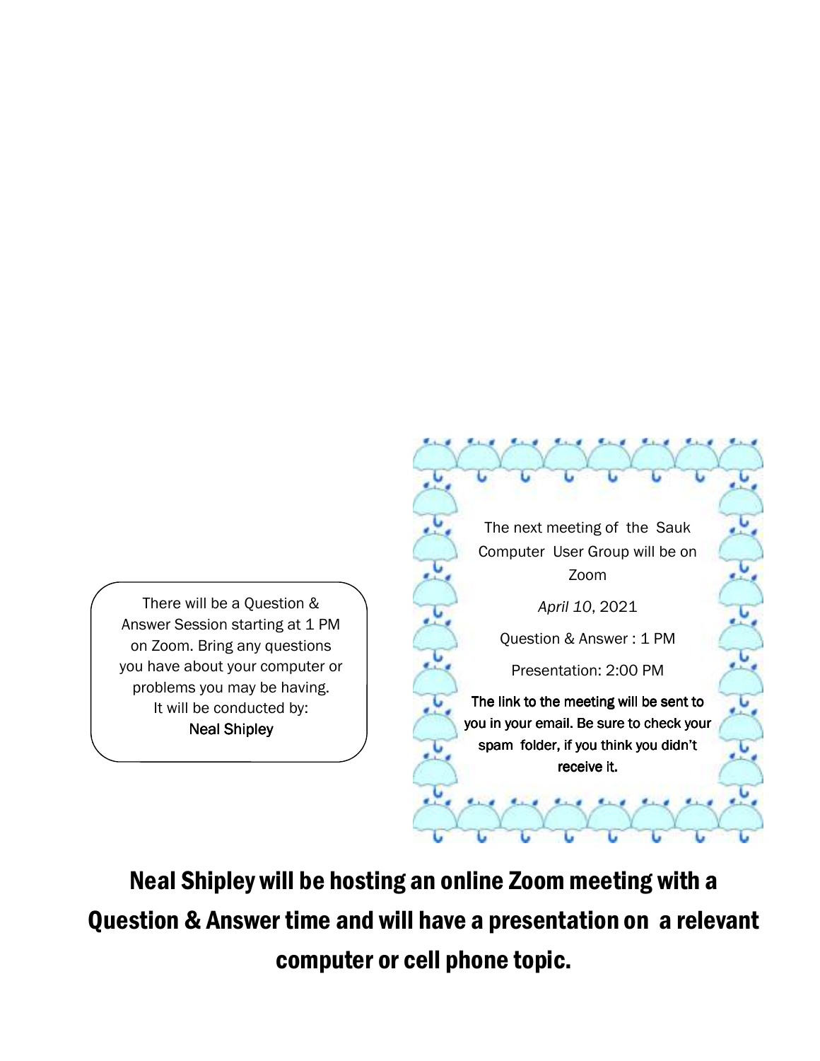There will be a Question & Answer Session starting at 1 PM on Zoom. Bring any questions you have about your computer or problems you may be having. It will be conducted by: Neal Shipley

The next meeting of the Sauk Computer User Group will be on Zoom

*April 10*, 2021

Question & Answer : 1 PM

Presentation: 2:00 PM

The link to the meeting will be sent to you in your email. Be sure to check your spam folder, if you think you didn't receive it.

**Neal Shipley will be hosting an online Zoom meeting with a Question & Answer time and will have a presentation on a relevant computer or cell phone topic.**